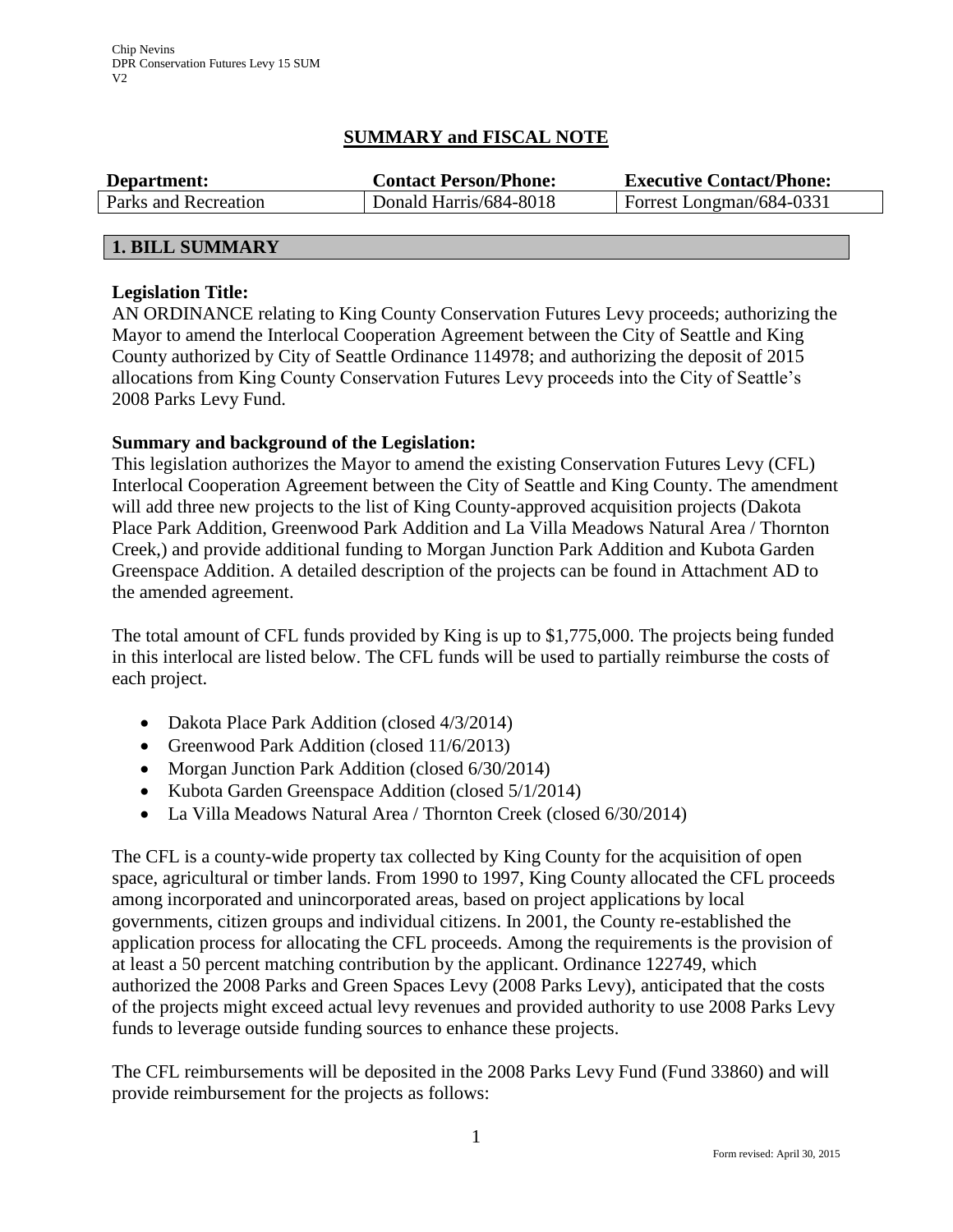Chip Nevins
DPR Conservation Futures Levy 15 SUM
V2

# SUMMARY and FISCAL NOTE

| Department: | Contact Person/Phone: | Executive Contact/Phone: |
|---|---|---|
| Parks and Recreation | Donald Harris/684-8018 | Forrest Longman/684-0331 |

## 1. BILL SUMMARY

**Legislation Title:**

AN ORDINANCE relating to King County Conservation Futures Levy proceeds; authorizing the Mayor to amend the Interlocal Cooperation Agreement between the City of Seattle and King County authorized by City of Seattle Ordinance 114978; and authorizing the deposit of 2015 allocations from King County Conservation Futures Levy proceeds into the City of Seattle's 2008 Parks Levy Fund.

**Summary and background of the Legislation:**

This legislation authorizes the Mayor to amend the existing Conservation Futures Levy (CFL) Interlocal Cooperation Agreement between the City of Seattle and King County. The amendment will add three new projects to the list of King County-approved acquisition projects (Dakota Place Park Addition, Greenwood Park Addition and La Villa Meadows Natural Area / Thornton Creek,) and provide additional funding to Morgan Junction Park Addition and Kubota Garden Greenspace Addition. A detailed description of the projects can be found in Attachment AD to the amended agreement.

The total amount of CFL funds provided by King is up to $1,775,000. The projects being funded in this interlocal are listed below. The CFL funds will be used to partially reimburse the costs of each project.

- Dakota Place Park Addition (closed 4/3/2014)
- Greenwood Park Addition (closed 11/6/2013)
- Morgan Junction Park Addition (closed 6/30/2014)
- Kubota Garden Greenspace Addition (closed 5/1/2014)
- La Villa Meadows Natural Area / Thornton Creek (closed 6/30/2014)

The CFL is a county-wide property tax collected by King County for the acquisition of open space, agricultural or timber lands. From 1990 to 1997, King County allocated the CFL proceeds among incorporated and unincorporated areas, based on project applications by local governments, citizen groups and individual citizens. In 2001, the County re-established the application process for allocating the CFL proceeds. Among the requirements is the provision of at least a 50 percent matching contribution by the applicant. Ordinance 122749, which authorized the 2008 Parks and Green Spaces Levy (2008 Parks Levy), anticipated that the costs of the projects might exceed actual levy revenues and provided authority to use 2008 Parks Levy funds to leverage outside funding sources to enhance these projects.

The CFL reimbursements will be deposited in the 2008 Parks Levy Fund (Fund 33860) and will provide reimbursement for the projects as follows: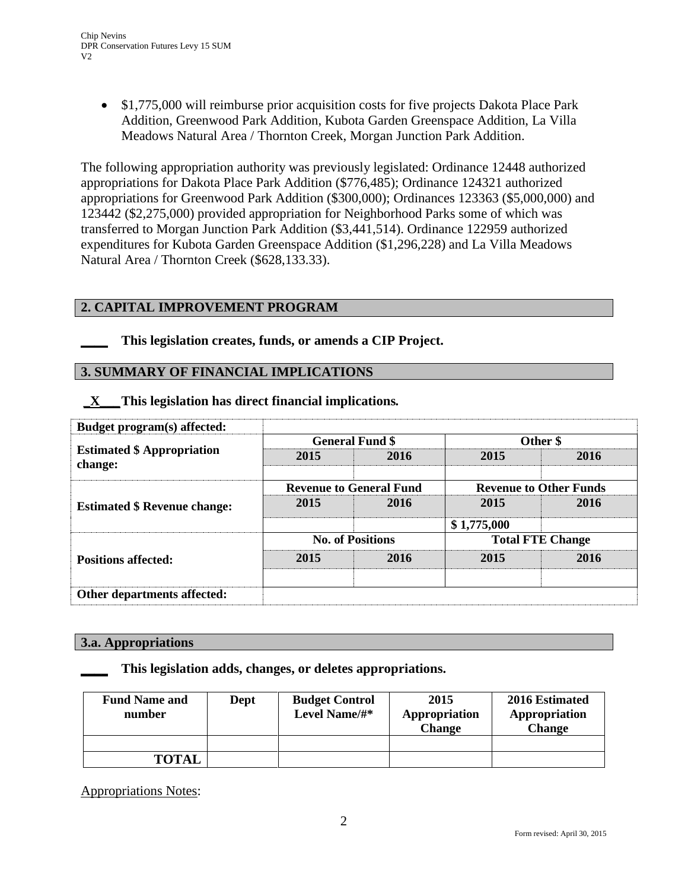- $1,775,000 will reimburse prior acquisition costs for five projects Dakota Place Park Addition, Greenwood Park Addition, Kubota Garden Greenspace Addition, La Villa Meadows Natural Area / Thornton Creek, Morgan Junction Park Addition.

The following appropriation authority was previously legislated: Ordinance 12448 authorized appropriations for Dakota Place Park Addition ($776,485); Ordinance 124321 authorized appropriations for Greenwood Park Addition ($300,000); Ordinances 123363 ($5,000,000) and 123442 ($2,275,000) provided appropriation for Neighborhood Parks some of which was transferred to Morgan Junction Park Addition ($3,441,514). Ordinance 122959 authorized expenditures for Kubota Garden Greenspace Addition ($1,296,228) and La Villa Meadows Natural Area / Thornton Creek ($628,133.33).

## 2. CAPITAL IMPROVEMENT PROGRAM

**____ This legislation creates, funds, or amends a CIP Project.**

## 3. SUMMARY OF FINANCIAL IMPLICATIONS

**_X___ This legislation has direct financial implications.**

| Budget program(s) affected: | | | | |
|---|---|---|---|---|
| **Estimated $ Appropriation change:** | **General Fund $** | | **Other $** | |
| | **2015** | **2016** | **2015** | **2016** |
| | | | | |
| **Estimated $ Revenue change:** | **Revenue to General Fund** | | **Revenue to Other Funds** | |
| | **2015** | **2016** | **2015** | **2016** |
| | | | $ 1,775,000 | |
| **Positions affected:** | **No. of Positions** | | **Total FTE Change** | |
| | **2015** | **2016** | **2015** | **2016** |
| | | | | |
| **Other departments affected:** | | | | |

## 3.a. Appropriations

**____ This legislation adds, changes, or deletes appropriations.**

| Fund Name and number | Dept | Budget Control Level Name/#* | 2015 Appropriation Change | 2016 Estimated Appropriation Change |
|---|---|---|---|---|
| | | | | |
| **TOTAL** | | | | |

Appropriations Notes: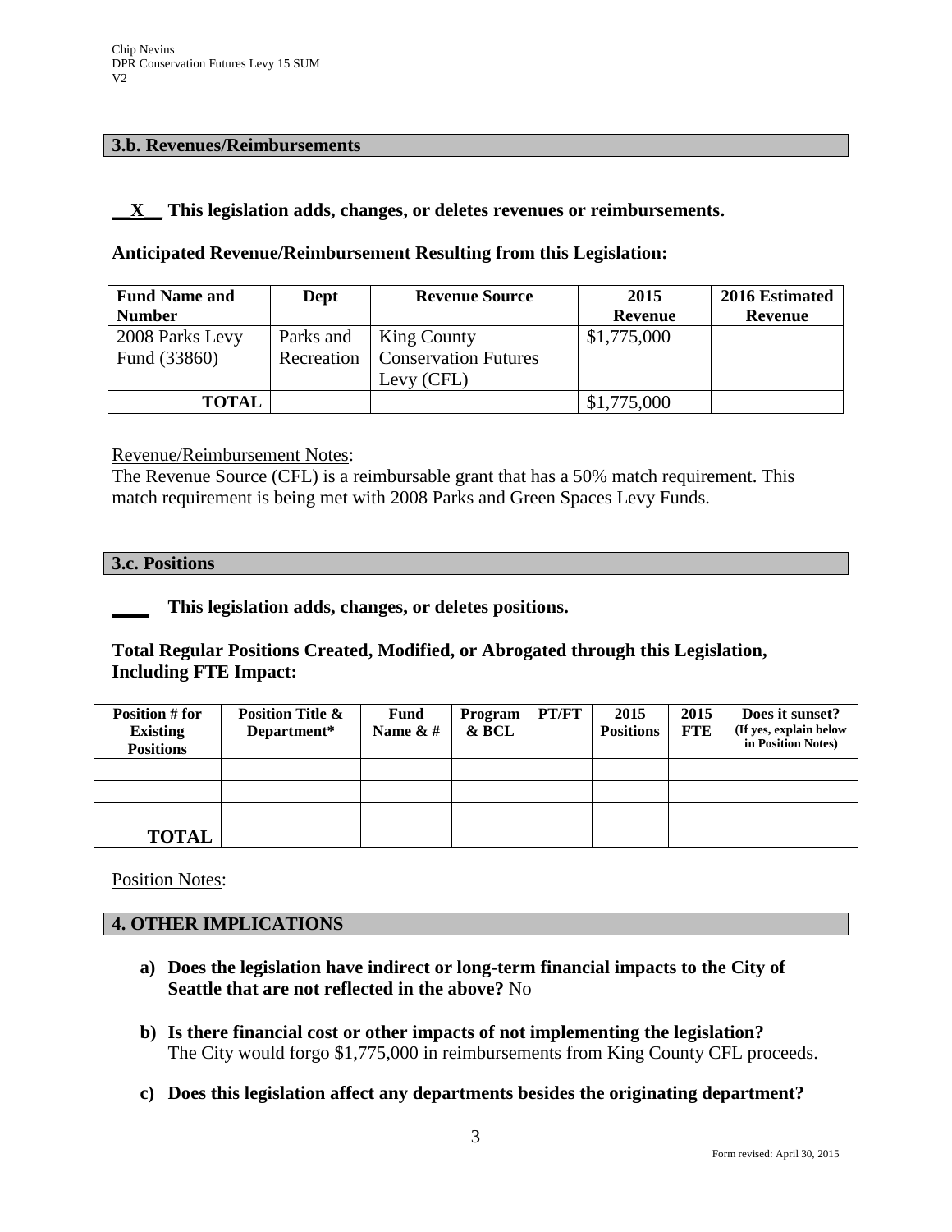### 3.b. Revenues/Reimbursements

**__X__ This legislation adds, changes, or deletes revenues or reimbursements.**

**Anticipated Revenue/Reimbursement Resulting from this Legislation:**

| Fund Name and Number | Dept | Revenue Source | 2015 Revenue | 2016 Estimated Revenue |
|---|---|---|---|---|
| 2008 Parks Levy Fund (33860) | Parks and Recreation | King County Conservation Futures Levy (CFL) | $1,775,000 | |
| **TOTAL** | | | $1,775,000 | |

Revenue/Reimbursement Notes:
The Revenue Source (CFL) is a reimbursable grant that has a 50% match requirement. This match requirement is being met with 2008 Parks and Green Spaces Levy Funds.

### 3.c. Positions

**____ This legislation adds, changes, or deletes positions.**

**Total Regular Positions Created, Modified, or Abrogated through this Legislation, Including FTE Impact:**

| Position # for Existing Positions | Position Title & Department* | Fund Name & # | Program & BCL | PT/FT | 2015 Positions | 2015 FTE | Does it sunset? (If yes, explain below in Position Notes) |
|---|---|---|---|---|---|---|---|
| | | | | | | | |
| | | | | | | | |
| | | | | | | | |
| **TOTAL** | | | | | | | |

Position Notes:

### 4. OTHER IMPLICATIONS

a) **Does the legislation have indirect or long-term financial impacts to the City of Seattle that are not reflected in the above?** No

b) **Is there financial cost or other impacts of not implementing the legislation?**
The City would forgo $1,775,000 in reimbursements from King County CFL proceeds.

c) **Does this legislation affect any departments besides the originating department?**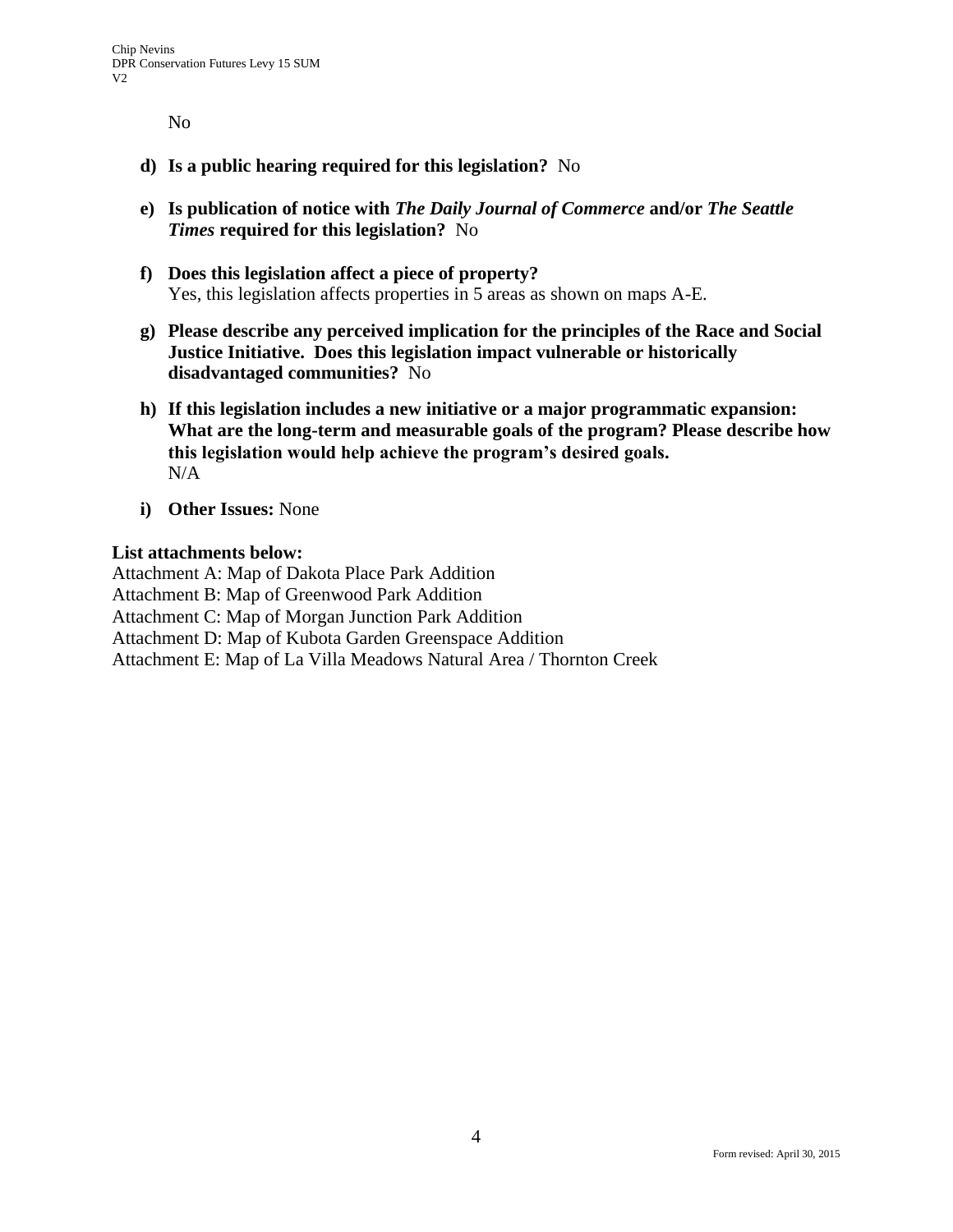No

- **d) Is a public hearing required for this legislation?** No

- **e) Is publication of notice with *The Daily Journal of Commerce* and/or *The Seattle Times* required for this legislation?** No

- **f) Does this legislation affect a piece of property?**
  Yes, this legislation affects properties in 5 areas as shown on maps A-E.

- **g) Please describe any perceived implication for the principles of the Race and Social Justice Initiative. Does this legislation impact vulnerable or historically disadvantaged communities?** No

- **h) If this legislation includes a new initiative or a major programmatic expansion: What are the long-term and measurable goals of the program? Please describe how this legislation would help achieve the program's desired goals.**
  N/A

- **i) Other Issues:** None

**List attachments below:**

Attachment A: Map of Dakota Place Park Addition
Attachment B: Map of Greenwood Park Addition
Attachment C: Map of Morgan Junction Park Addition
Attachment D: Map of Kubota Garden Greenspace Addition
Attachment E: Map of La Villa Meadows Natural Area / Thornton Creek